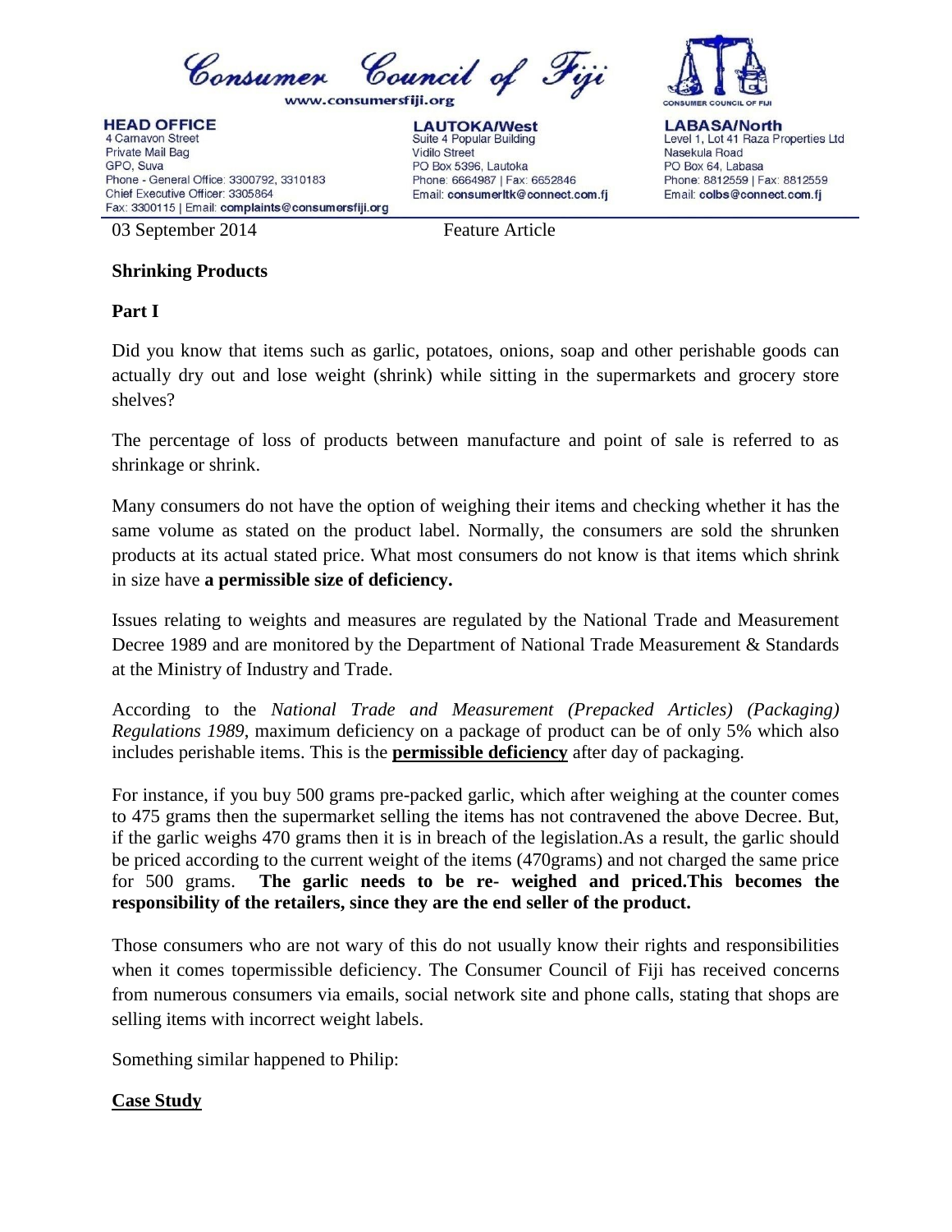Consumer Council of Fiji

www.consumersfiji.org

**HEAD OFFICE**
4 Carnavon Street
Private Mail Bag
GPO, Suva
Phone - General Office: 3300792, 3310183
Chief Executive Officer: 3305864
Fax: 3300115 | Email: **complaints@consumersfiji.org**

**LAUTOKA/West**
Suite 4 Popular Building
Vidilo Street
PO Box 5396, Lautoka
Phone: 6664987 | Fax: 6652846
Email: **consumerltk@connect.com.fj**

**LABASA/North**
Level 1, Lot 41 Raza Properties Ltd
Nasekula Road
PO Box 64, Labasa
Phone: 8812559 | Fax: 8812559
Email: **colbs@connect.com.fj**

03 September 2014 Feature Article

**Shrinking Products**

**Part I**

Did you know that items such as garlic, potatoes, onions, soap and other perishable goods can actually dry out and lose weight (shrink) while sitting in the supermarkets and grocery store shelves?

The percentage of loss of products between manufacture and point of sale is referred to as shrinkage or shrink.

Many consumers do not have the option of weighing their items and checking whether it has the same volume as stated on the product label. Normally, the consumers are sold the shrunken products at its actual stated price. What most consumers do not know is that items which shrink in size have **a permissible size of deficiency.**

Issues relating to weights and measures are regulated by the National Trade and Measurement Decree 1989 and are monitored by the Department of National Trade Measurement & Standards at the Ministry of Industry and Trade.

According to the *National Trade and Measurement (Prepacked Articles) (Packaging) Regulations 1989*, maximum deficiency on a package of product can be of only 5% which also includes perishable items. This is the **permissible deficiency** after day of packaging.

For instance, if you buy 500 grams pre-packed garlic, which after weighing at the counter comes to 475 grams then the supermarket selling the items has not contravened the above Decree. But, if the garlic weighs 470 grams then it is in breach of the legislation.As a result, the garlic should be priced according to the current weight of the items (470grams) and not charged the same price for 500 grams. **The garlic needs to be re- weighed and priced.This becomes the responsibility of the retailers, since they are the end seller of the product.**

Those consumers who are not wary of this do not usually know their rights and responsibilities when it comes topermissible deficiency. The Consumer Council of Fiji has received concerns from numerous consumers via emails, social network site and phone calls, stating that shops are selling items with incorrect weight labels.

Something similar happened to Philip:

**Case Study**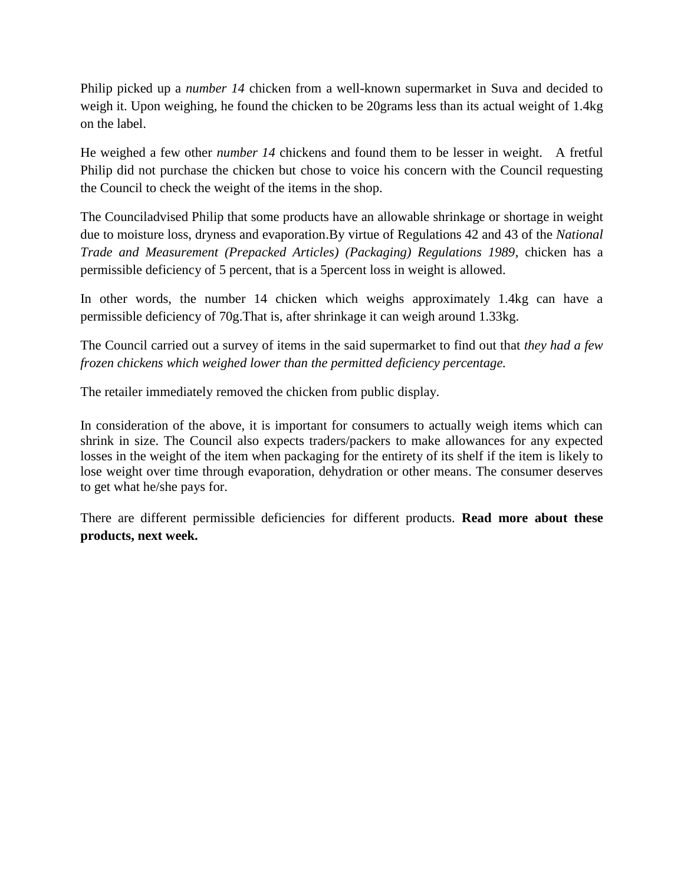Philip picked up a *number 14* chicken from a well-known supermarket in Suva and decided to weigh it. Upon weighing, he found the chicken to be 20grams less than its actual weight of 1.4kg on the label.

He weighed a few other *number 14* chickens and found them to be lesser in weight. A fretful Philip did not purchase the chicken but chose to voice his concern with the Council requesting the Council to check the weight of the items in the shop.

The Counciladvised Philip that some products have an allowable shrinkage or shortage in weight due to moisture loss, dryness and evaporation.By virtue of Regulations 42 and 43 of the *National Trade and Measurement (Prepacked Articles) (Packaging) Regulations 1989*, chicken has a permissible deficiency of 5 percent, that is a 5percent loss in weight is allowed.

In other words, the number 14 chicken which weighs approximately 1.4kg can have a permissible deficiency of 70g.That is, after shrinkage it can weigh around 1.33kg.

The Council carried out a survey of items in the said supermarket to find out that *they had a few frozen chickens which weighed lower than the permitted deficiency percentage.*

The retailer immediately removed the chicken from public display.

In consideration of the above, it is important for consumers to actually weigh items which can shrink in size. The Council also expects traders/packers to make allowances for any expected losses in the weight of the item when packaging for the entirety of its shelf if the item is likely to lose weight over time through evaporation, dehydration or other means. The consumer deserves to get what he/she pays for.

There are different permissible deficiencies for different products. **Read more about these products, next week.**